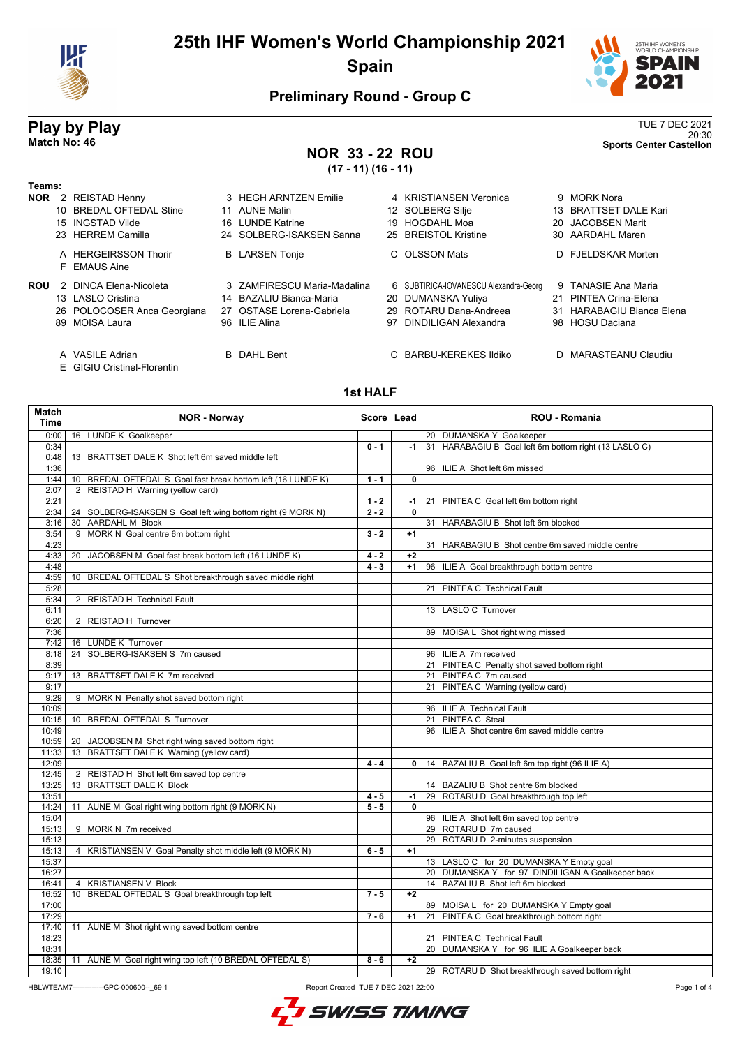# 25th IHF Women's World Championship 2021
## Spain

### Preliminary Round - Group C

## Play by Play
**Match No: 46**

TUE 7 DEC 2021
20:30
**Sports Center Castellon**

## NOR 33 - 22 ROU
**(17 - 11) (16 - 11)**

**Teams:**

**NOR**
- 2 REISTAD Henny
- 3 HEGH ARNTZEN Emilie
- 4 KRISTIANSEN Veronica
- 9 MORK Nora
- 10 BREDAL OFTEDAL Stine
- 11 AUNE Malin
- 12 SOLBERG Silje
- 13 BRATTSET DALE Kari
- 15 INGSTAD Vilde
- 16 LUNDE Katrine
- 19 HOGDAHL Moa
- 20 JACOBSEN Marit
- 23 HERREM Camilla
- 24 SOLBERG-ISAKSEN Sanna
- 25 BREISTOL Kristine
- 30 AARDAHL Maren
- A HERGEIRSSON Thorir
- B LARSEN Tonje
- C OLSSON Mats
- D FJELDSKAR Morten
- F EMAUS Aine

**ROU**
- 2 DINCA Elena-Nicoleta
- 3 ZAMFIRESCU Maria-Madalina
- 6 SUBTIRICA-IOVANESCU Alexandra-Georg
- 9 TANASIE Ana Maria
- 13 LASLO Cristina
- 14 BAZALIU Bianca-Maria
- 20 DUMANSKA Yuliya
- 21 PINTEA Crina-Elena
- 26 POLOCOSER Anca Georgiana
- 27 OSTASE Lorena-Gabriela
- 29 ROTARU Dana-Andreea
- 31 HARABAGIU Bianca Elena
- 89 MOISA Laura
- 96 ILIE Alina
- 97 DINDILIGAN Alexandra
- 98 HOSU Daciana
- A VASILE Adrian
- B DAHL Bent
- C BARBU-KEREKES Ildiko
- D MARASTEANU Claudiu
- E GIGIU Cristinel-Florentin

### 1st HALF

| Match Time | NOR - Norway | Score | Lead | ROU - Romania |
|---|---|---|---|---|
| 0:00 | 16 LUNDE K Goalkeeper | | | 20 DUMANSKA Y Goalkeeper |
| 0:34 | | 0 - 1 | -1 | 31 HARABAGIU B Goal left 6m bottom right (13 LASLO C) |
| 0:48 | 13 BRATTSET DALE K Shot left 6m saved middle left | | | |
| 1:36 | | | | 96 ILIE A Shot left 6m missed |
| 1:44 | 10 BREDAL OFTEDAL S Goal fast break bottom left (16 LUNDE K) | 1 - 1 | 0 | |
| 2:07 | 2 REISTAD H Warning (yellow card) | | | |
| 2:21 | | 1 - 2 | -1 | 21 PINTEA C Goal left 6m bottom right |
| 2:34 | 24 SOLBERG-ISAKSEN S Goal left wing bottom right (9 MORK N) | 2 - 2 | 0 | |
| 3:16 | 30 AARDAHL M Block | | | 31 HARABAGIU B Shot left 6m blocked |
| 3:54 | 9 MORK N Goal centre 6m bottom right | 3 - 2 | +1 | |
| 4:23 | | | | 31 HARABAGIU B Shot centre 6m saved middle centre |
| 4:33 | 20 JACOBSEN M Goal fast break bottom left (16 LUNDE K) | 4 - 2 | +2 | |
| 4:48 | | 4 - 3 | +1 | 96 ILIE A Goal breakthrough bottom centre |
| 4:59 | 10 BREDAL OFTEDAL S Shot breakthrough saved middle right | | | |
| 5:28 | | | | 21 PINTEA C Technical Fault |
| 5:34 | 2 REISTAD H Technical Fault | | | |
| 6:11 | | | | 13 LASLO C Turnover |
| 6:20 | 2 REISTAD H Turnover | | | |
| 7:36 | | | | 89 MOISA L Shot right wing missed |
| 7:42 | 16 LUNDE K Turnover | | | |
| 8:18 | 24 SOLBERG-ISAKSEN S 7m caused | | | 96 ILIE A 7m received |
| 8:39 | | | | 21 PINTEA C Penalty shot saved bottom right |
| 9:17 | 13 BRATTSET DALE K 7m received | | | 21 PINTEA C 7m caused |
| 9:17 | | | | 21 PINTEA C Warning (yellow card) |
| 9:29 | 9 MORK N Penalty shot saved bottom right | | | |
| 10:09 | | | | 96 ILIE A Technical Fault |
| 10:15 | 10 BREDAL OFTEDAL S Turnover | | | 21 PINTEA C Steal |
| 10:49 | | | | 96 ILIE A Shot centre 6m saved middle centre |
| 10:59 | 20 JACOBSEN M Shot right wing saved bottom right | | | |
| 11:33 | 13 BRATTSET DALE K Warning (yellow card) | | | |
| 12:09 | | 4 - 4 | 0 | 14 BAZALIU B Goal left 6m top right (96 ILIE A) |
| 12:45 | 2 REISTAD H Shot left 6m saved top centre | | | |
| 13:25 | 13 BRATTSET DALE K Block | | | 14 BAZALIU B Shot centre 6m blocked |
| 13:51 | | 4 - 5 | -1 | 29 ROTARU D Goal breakthrough top left |
| 14:24 | 11 AUNE M Goal right wing bottom right (9 MORK N) | 5 - 5 | 0 | |
| 15:04 | | | | 96 ILIE A Shot left 6m saved top centre |
| 15:13 | 9 MORK N 7m received | | | 29 ROTARU D 7m caused |
| 15:13 | | | | 29 ROTARU D 2-minutes suspension |
| 15:13 | 4 KRISTIANSEN V Goal Penalty shot middle left (9 MORK N) | 6 - 5 | +1 | |
| 15:37 | | | | 13 LASLO C for 20 DUMANSKA Y Empty goal |
| 16:27 | | | | 20 DUMANSKA Y for 97 DINDILIGAN A Goalkeeper back |
| 16:41 | 4 KRISTIANSEN V Block | | | 14 BAZALIU B Shot left 6m blocked |
| 16:52 | 10 BREDAL OFTEDAL S Goal breakthrough top left | 7 - 5 | +2 | |
| 17:00 | | | | 89 MOISA L for 20 DUMANSKA Y Empty goal |
| 17:29 | | 7 - 6 | +1 | 21 PINTEA C Goal breakthrough bottom right |
| 17:40 | 11 AUNE M Shot right wing saved bottom centre | | | |
| 18:23 | | | | 21 PINTEA C Technical Fault |
| 18:31 | | | | 20 DUMANSKA Y for 96 ILIE A Goalkeeper back |
| 18:35 | 11 AUNE M Goal right wing top left (10 BREDAL OFTEDAL S) | 8 - 6 | +2 | |
| 19:10 | | | | 29 ROTARU D Shot breakthrough saved bottom right |

HBLWTEAM7-------------GPC-000600--_69 1 Report Created TUE 7 DEC 2021 22:00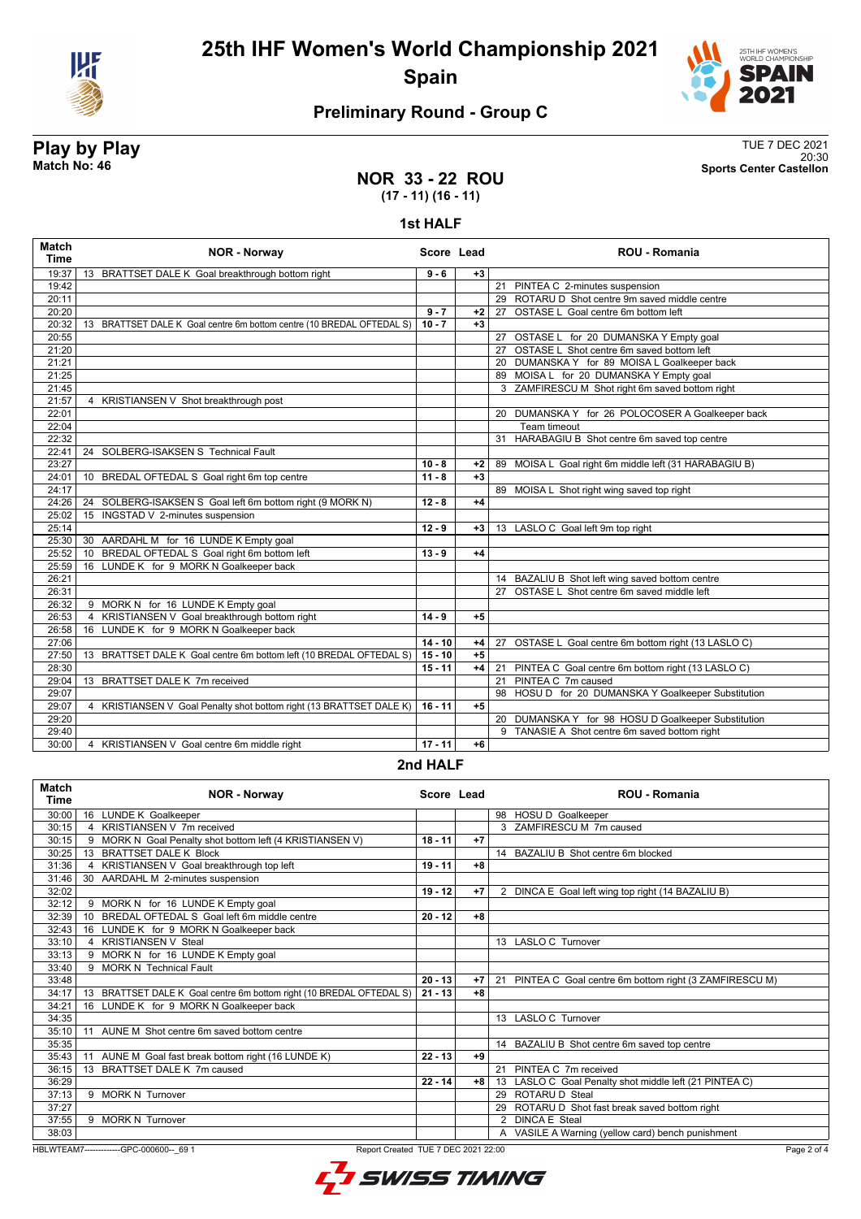# 25th IHF Women's World Championship 2021

## Spain

### Preliminary Round - Group C

**Play by Play**
**Match No: 46**

TUE 7 DEC 2021
20:30
**Sports Center Castellon**

## NOR 33 - 22 ROU
**(17 - 11) (16 - 11)**

### 1st HALF

| Match Time | NOR - Norway | Score | Lead | ROU - Romania |
|---|---|---|---|---|
| 19:37 | 13 BRATTSET DALE K Goal breakthrough bottom right | 9 - 6 | +3 | |
| 19:42 | | | | 21 PINTEA C 2-minutes suspension |
| 20:11 | | | | 29 ROTARU D Shot centre 9m saved middle centre |
| 20:20 | | 9 - 7 | +2 | 27 OSTASE L Goal centre 6m bottom left |
| 20:32 | 13 BRATTSET DALE K Goal centre 6m bottom centre (10 BREDAL OFTEDAL S) | 10 - 7 | +3 | |
| 20:55 | | | | 27 OSTASE L for 20 DUMANSKA Y Empty goal |
| 21:20 | | | | 27 OSTASE L Shot centre 6m saved bottom left |
| 21:21 | | | | 20 DUMANSKA Y for 89 MOISA L Goalkeeper back |
| 21:25 | | | | 89 MOISA L for 20 DUMANSKA Y Empty goal |
| 21:45 | | | | 3 ZAMFIRESCU M Shot right 6m saved bottom right |
| 21:57 | 4 KRISTIANSEN V Shot breakthrough post | | | |
| 22:01 | | | | 20 DUMANSKA Y for 26 POLOCOSER A Goalkeeper back |
| 22:04 | | | | Team timeout |
| 22:32 | | | | 31 HARABAGIU B Shot centre 6m saved top centre |
| 22:41 | 24 SOLBERG-ISAKSEN S Technical Fault | | | |
| 23:27 | | 10 - 8 | +2 | 89 MOISA L Goal right 6m middle left (31 HARABAGIU B) |
| 24:01 | 10 BREDAL OFTEDAL S Goal right 6m top centre | 11 - 8 | +3 | |
| 24:17 | | | | 89 MOISA L Shot right wing saved top right |
| 24:26 | 24 SOLBERG-ISAKSEN S Goal left 6m bottom right (9 MORK N) | 12 - 8 | +4 | |
| 25:02 | 15 INGSTAD V 2-minutes suspension | | | |
| 25:14 | | 12 - 9 | +3 | 13 LASLO C Goal left 9m top right |
| 25:30 | 30 AARDAHL M for 16 LUNDE K Empty goal | | | |
| 25:52 | 10 BREDAL OFTEDAL S Goal right 6m bottom left | 13 - 9 | +4 | |
| 25:59 | 16 LUNDE K for 9 MORK N Goalkeeper back | | | |
| 26:21 | | | | 14 BAZALIU B Shot left wing saved bottom centre |
| 26:31 | | | | 27 OSTASE L Shot centre 6m saved middle left |
| 26:32 | 9 MORK N for 16 LUNDE K Empty goal | | | |
| 26:53 | 4 KRISTIANSEN V Goal breakthrough bottom right | 14 - 9 | +5 | |
| 26:58 | 16 LUNDE K for 9 MORK N Goalkeeper back | | | |
| 27:06 | | 14 - 10 | +4 | 27 OSTASE L Goal centre 6m bottom right (13 LASLO C) |
| 27:50 | 13 BRATTSET DALE K Goal centre 6m bottom left (10 BREDAL OFTEDAL S) | 15 - 10 | +5 | |
| 28:30 | | 15 - 11 | +4 | 21 PINTEA C Goal centre 6m bottom right (13 LASLO C) |
| 29:04 | 13 BRATTSET DALE K 7m received | | | 21 PINTEA C 7m caused |
| 29:07 | | | | 98 HOSU D for 20 DUMANSKA Y Goalkeeper Substitution |
| 29:07 | 4 KRISTIANSEN V Goal Penalty shot bottom right (13 BRATTSET DALE K) | 16 - 11 | +5 | |
| 29:20 | | | | 20 DUMANSKA Y for 98 HOSU D Goalkeeper Substitution |
| 29:40 | | | | 9 TANASIE A Shot centre 6m saved bottom right |
| 30:00 | 4 KRISTIANSEN V Goal centre 6m middle right | 17 - 11 | +6 | |

### 2nd HALF

| Match Time | NOR - Norway | Score | Lead | ROU - Romania |
|---|---|---|---|---|
| 30:00 | 16 LUNDE K Goalkeeper | | | 98 HOSU D Goalkeeper |
| 30:15 | 4 KRISTIANSEN V 7m received | | | 3 ZAMFIRESCU M 7m caused |
| 30:15 | 9 MORK N Goal Penalty shot bottom left (4 KRISTIANSEN V) | 18 - 11 | +7 | |
| 30:25 | 13 BRATTSET DALE K Block | | | 14 BAZALIU B Shot centre 6m blocked |
| 31:36 | 4 KRISTIANSEN V Goal breakthrough top left | 19 - 11 | +8 | |
| 31:46 | 30 AARDAHL M 2-minutes suspension | | | |
| 32:02 | | 19 - 12 | +7 | 2 DINCA E Goal left wing top right (14 BAZALIU B) |
| 32:12 | 9 MORK N for 16 LUNDE K Empty goal | | | |
| 32:39 | 10 BREDAL OFTEDAL S Goal left 6m middle centre | 20 - 12 | +8 | |
| 32:43 | 16 LUNDE K for 9 MORK N Goalkeeper back | | | |
| 33:10 | 4 KRISTIANSEN V Steal | | | 13 LASLO C Turnover |
| 33:13 | 9 MORK N for 16 LUNDE K Empty goal | | | |
| 33:40 | 9 MORK N Technical Fault | | | |
| 33:48 | | 20 - 13 | +7 | 21 PINTEA C Goal centre 6m bottom right (3 ZAMFIRESCU M) |
| 34:17 | 13 BRATTSET DALE K Goal centre 6m bottom right (10 BREDAL OFTEDAL S) | 21 - 13 | +8 | |
| 34:21 | 16 LUNDE K for 9 MORK N Goalkeeper back | | | |
| 34:35 | | | | 13 LASLO C Turnover |
| 35:10 | 11 AUNE M Shot centre 6m saved bottom centre | | | |
| 35:35 | | | | 14 BAZALIU B Shot centre 6m saved top centre |
| 35:43 | 11 AUNE M Goal fast break bottom right (16 LUNDE K) | 22 - 13 | +9 | |
| 36:15 | 13 BRATTSET DALE K 7m caused | | | 21 PINTEA C 7m received |
| 36:29 | | 22 - 14 | +8 | 13 LASLO C Goal Penalty shot middle left (21 PINTEA C) |
| 37:13 | 9 MORK N Turnover | | | 29 ROTARU D Steal |
| 37:27 | | | | 29 ROTARU D Shot fast break saved bottom right |
| 37:55 | 9 MORK N Turnover | | | 2 DINCA E Steal |
| 38:03 | | | | A VASILE A Warning (yellow card) bench punishment |

HBLWTEAM7-------------GPC-000600--_69 1 Report Created TUE 7 DEC 2021 22:00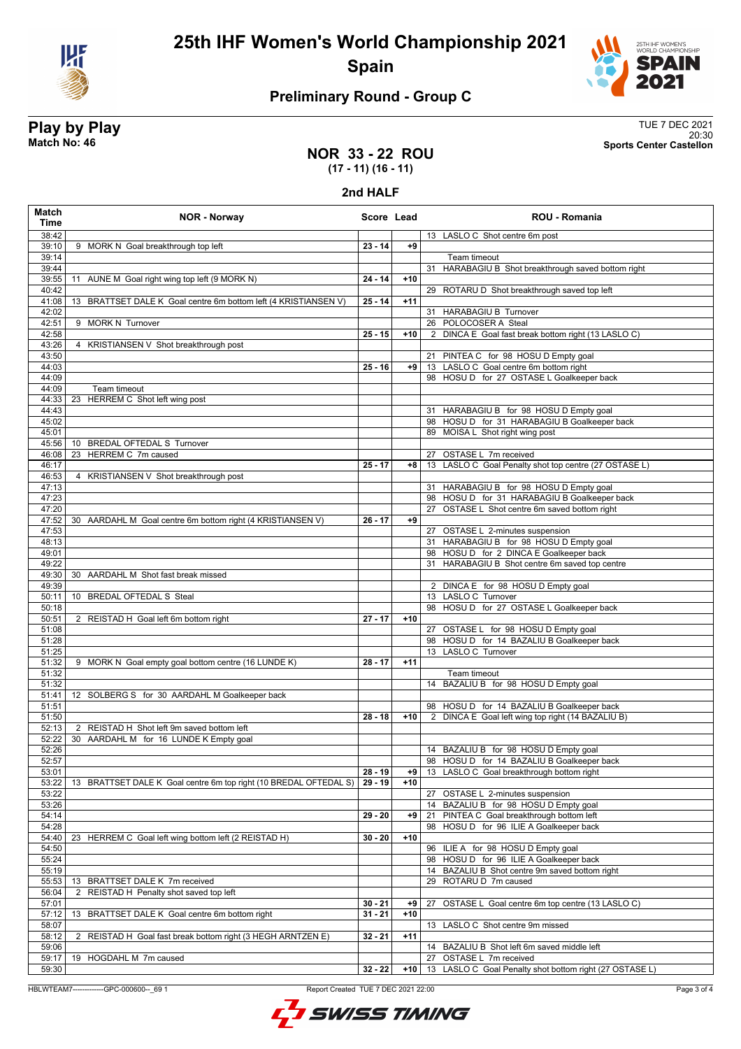# 25th IHF Women's World Championship 2021

## Spain

### Preliminary Round - Group C

**Play by Play**
**Match No: 46**

TUE 7 DEC 2021
20:30
**Sports Center Castellon**

## NOR 33 - 22 ROU
**(17 - 11) (16 - 11)**

### 2nd HALF

| Match Time | NOR - Norway | Score | Lead | ROU - Romania |
|---|---|---|---|---|
| 38:42 | | | | 13 LASLO C Shot centre 6m post |
| 39:10 | 9 MORK N Goal breakthrough top left | 23 - 14 | +9 | |
| 39:14 | | | | Team timeout |
| 39:44 | | | | 31 HARABAGIU B Shot breakthrough saved bottom right |
| 39:55 | 11 AUNE M Goal right wing top left (9 MORK N) | 24 - 14 | +10 | |
| 40:42 | | | | 29 ROTARU D Shot breakthrough saved top left |
| 41:08 | 13 BRATTSET DALE K Goal centre 6m bottom left (4 KRISTIANSEN V) | 25 - 14 | +11 | |
| 42:02 | | | | 31 HARABAGIU B Turnover |
| 42:51 | 9 MORK N Turnover | | | 26 POLOCOSER A Steal |
| 42:58 | | 25 - 15 | +10 | 2 DINCA E Goal fast break bottom right (13 LASLO C) |
| 43:26 | 4 KRISTIANSEN V Shot breakthrough post | | | |
| 43:50 | | | | 21 PINTEA C for 98 HOSU D Empty goal |
| 44:03 | | 25 - 16 | +9 | 13 LASLO C Goal centre 6m bottom right |
| 44:09 | | | | 98 HOSU D for 27 OSTASE L Goalkeeper back |
| 44:09 | Team timeout | | | |
| 44:33 | 23 HERREM C Shot left wing post | | | |
| 44:43 | | | | 31 HARABAGIU B for 98 HOSU D Empty goal |
| 45:02 | | | | 98 HOSU D for 31 HARABAGIU B Goalkeeper back |
| 45:01 | | | | 89 MOISA L Shot right wing post |
| 45:56 | 10 BREDAL OFTEDAL S Turnover | | | |
| 46:08 | 23 HERREM C 7m caused | | | 27 OSTASE L 7m received |
| 46:17 | | 25 - 17 | +8 | 13 LASLO C Goal Penalty shot top centre (27 OSTASE L) |
| 46:53 | 4 KRISTIANSEN V Shot breakthrough post | | | |
| 47:13 | | | | 31 HARABAGIU B for 98 HOSU D Empty goal |
| 47:23 | | | | 98 HOSU D for 31 HARABAGIU B Goalkeeper back |
| 47:20 | | | | 27 OSTASE L Shot centre 6m saved bottom right |
| 47:52 | 30 AARDAHL M Goal centre 6m bottom right (4 KRISTIANSEN V) | 26 - 17 | +9 | |
| 47:53 | | | | 27 OSTASE L 2-minutes suspension |
| 48:13 | | | | 31 HARABAGIU B for 98 HOSU D Empty goal |
| 49:01 | | | | 98 HOSU D for 2 DINCA E Goalkeeper back |
| 49:22 | | | | 31 HARABAGIU B Shot centre 6m saved top centre |
| 49:30 | 30 AARDAHL M Shot fast break missed | | | |
| 49:39 | | | | 2 DINCA E for 98 HOSU D Empty goal |
| 50:11 | 10 BREDAL OFTEDAL S Steal | | | 13 LASLO C Turnover |
| 50:18 | | | | 98 HOSU D for 27 OSTASE L Goalkeeper back |
| 50:51 | 2 REISTAD H Goal left 6m bottom right | 27 - 17 | +10 | |
| 51:08 | | | | 27 OSTASE L for 98 HOSU D Empty goal |
| 51:28 | | | | 98 HOSU D for 14 BAZALIU B Goalkeeper back |
| 51:25 | | | | 13 LASLO C Turnover |
| 51:32 | 9 MORK N Goal empty goal bottom centre (16 LUNDE K) | 28 - 17 | +11 | |
| 51:32 | | | | Team timeout |
| 51:32 | | | | 14 BAZALIU B for 98 HOSU D Empty goal |
| 51:41 | 12 SOLBERG S for 30 AARDAHL M Goalkeeper back | | | |
| 51:51 | | | | 98 HOSU D for 14 BAZALIU B Goalkeeper back |
| 51:50 | | 28 - 18 | +10 | 2 DINCA E Goal left wing top right (14 BAZALIU B) |
| 52:13 | 2 REISTAD H Shot left 9m saved bottom left | | | |
| 52:22 | 30 AARDAHL M for 16 LUNDE K Empty goal | | | |
| 52:26 | | | | 14 BAZALIU B for 98 HOSU D Empty goal |
| 52:57 | | | | 98 HOSU D for 14 BAZALIU B Goalkeeper back |
| 53:01 | | 28 - 19 | +9 | 13 LASLO C Goal breakthrough bottom right |
| 53:22 | 13 BRATTSET DALE K Goal centre 6m top right (10 BREDAL OFTEDAL S) | 29 - 19 | +10 | |
| 53:22 | | | | 27 OSTASE L 2-minutes suspension |
| 53:26 | | | | 14 BAZALIU B for 98 HOSU D Empty goal |
| 54:14 | | 29 - 20 | +9 | 21 PINTEA C Goal breakthrough bottom left |
| 54:28 | | | | 98 HOSU D for 96 ILIE A Goalkeeper back |
| 54:40 | 23 HERREM C Goal left wing bottom left (2 REISTAD H) | 30 - 20 | +10 | |
| 54:50 | | | | 96 ILIE A for 98 HOSU D Empty goal |
| 55:24 | | | | 98 HOSU D for 96 ILIE A Goalkeeper back |
| 55:19 | | | | 14 BAZALIU B Shot centre 9m saved bottom right |
| 55:53 | 13 BRATTSET DALE K 7m received | | | 29 ROTARU D 7m caused |
| 56:04 | 2 REISTAD H Penalty shot saved top left | | | |
| 57:01 | | 30 - 21 | +9 | 27 OSTASE L Goal centre 6m top centre (13 LASLO C) |
| 57:12 | 13 BRATTSET DALE K Goal centre 6m bottom right | 31 - 21 | +10 | |
| 58:07 | | | | 13 LASLO C Shot centre 9m missed |
| 58:12 | 2 REISTAD H Goal fast break bottom right (3 HEGH ARNTZEN E) | 32 - 21 | +11 | |
| 59:06 | | | | 14 BAZALIU B Shot left 6m saved middle left |
| 59:17 | 19 HOGDAHL M 7m caused | | | 27 OSTASE L 7m received |
| 59:30 | | 32 - 22 | +10 | 13 LASLO C Goal Penalty shot bottom right (27 OSTASE L) |

HBLWTEAM7-------------GPC-000600--_69 1 Report Created TUE 7 DEC 2021 22:00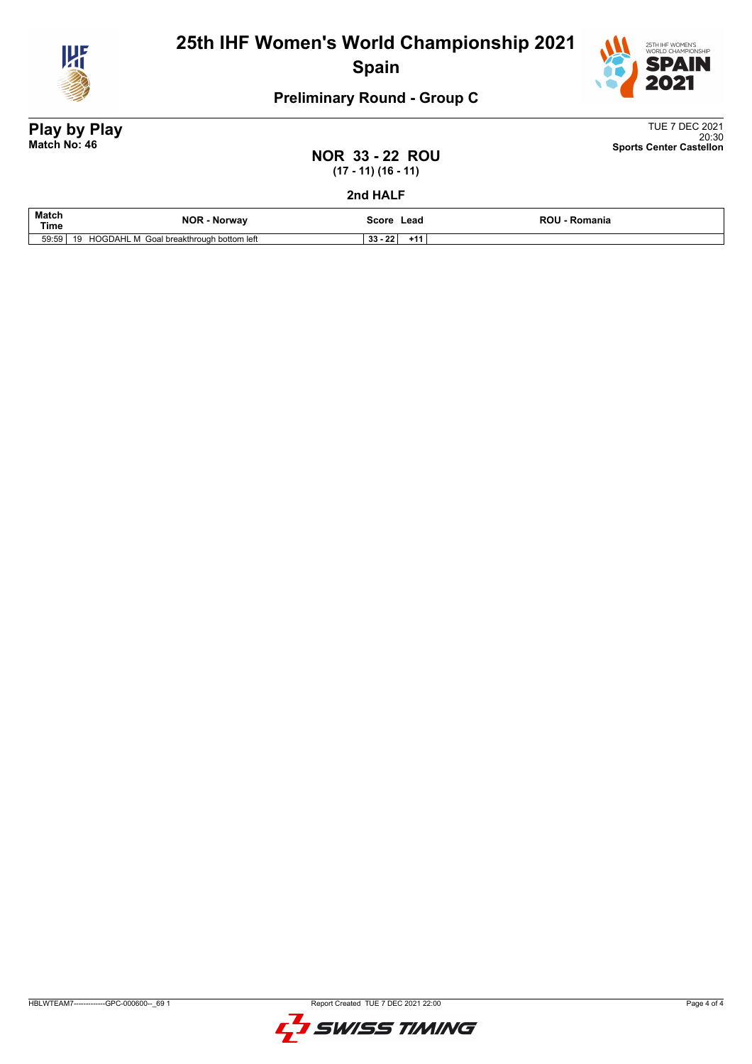# 25th IHF Women's World Championship 2021

## Spain

### Preliminary Round - Group C

**Play by Play**

**Match No: 46**

TUE 7 DEC 2021
20:30
**Sports Center Castellon**

**NOR 33 - 22 ROU**
**(17 - 11) (16 - 11)**

**2nd HALF**

| Match Time | NOR - Norway | Score | Lead | ROU - Romania |
|---|---|---|---|---|
| 59:59 | 19 HOGDAHL M Goal breakthrough bottom left | 33 - 22 | +11 | |

HBLWTEAM7-------------GPC-000600--_69 1 Report Created TUE 7 DEC 2021 22:00